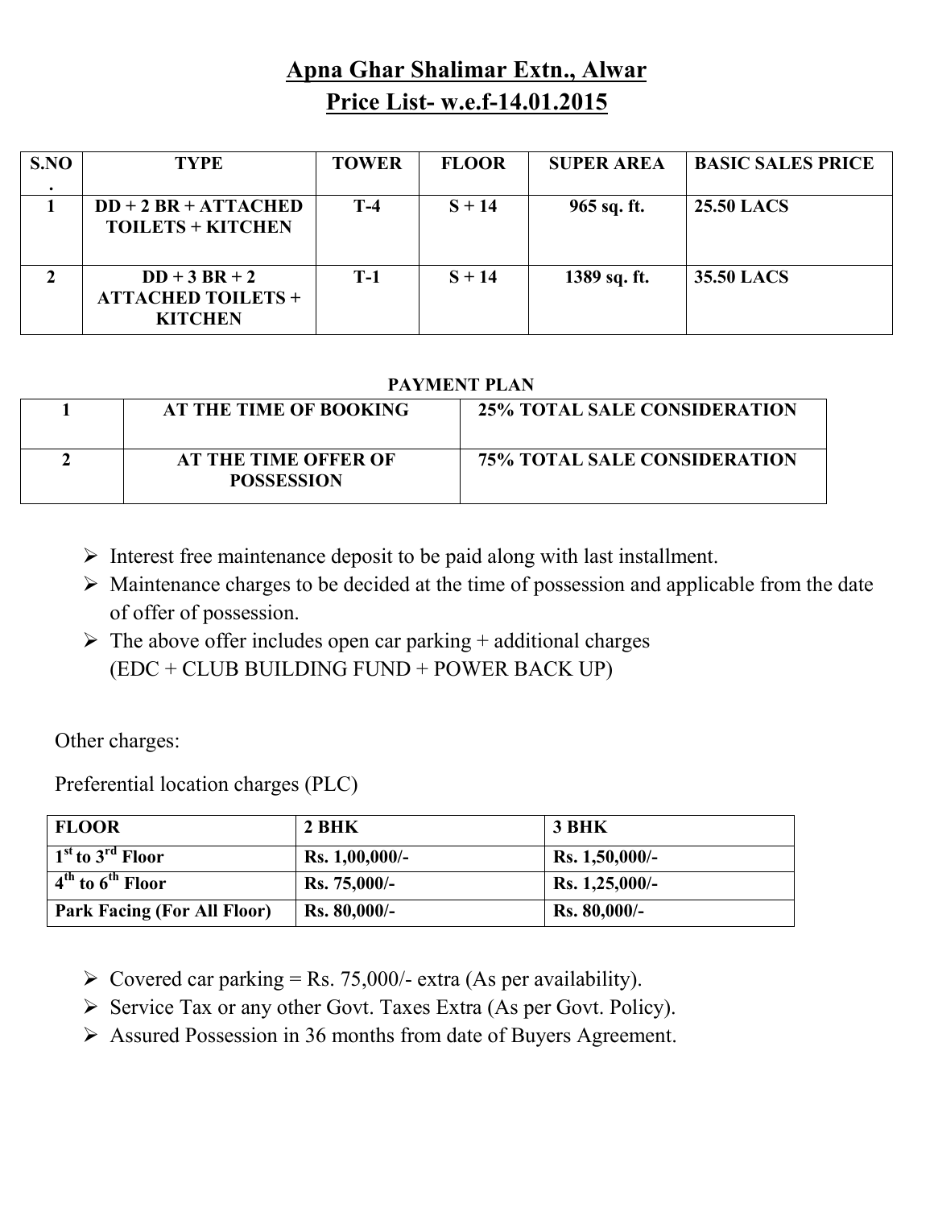# Apna Ghar Shalimar Extn., Alwar

## Price List- w.e.f-14.01.2015

| S.NO. | TYPE | TOWER | FLOOR | SUPER AREA | BASIC SALES PRICE |
|---|---|---|---|---|---|
| 1 | DD + 2 BR + ATTACHED TOILETS + KITCHEN | T-4 | S + 14 | 965 sq. ft. | 25.50 LACS |
| 2 | DD + 3 BR + 2 ATTACHED TOILETS + KITCHEN | T-1 | S + 14 | 1389 sq. ft. | 35.50 LACS |

**PAYMENT PLAN**

| | | |
|---|---|---|
| 1 | AT THE TIME OF BOOKING | 25% TOTAL SALE CONSIDERATION |
| 2 | AT THE TIME OFFER OF POSSESSION | 75% TOTAL SALE CONSIDERATION |

- Interest free maintenance deposit to be paid along with last installment.
- Maintenance charges to be decided at the time of possession and applicable from the date of offer of possession.
- The above offer includes open car parking + additional charges (EDC + CLUB BUILDING FUND + POWER BACK UP)

Other charges:

Preferential location charges (PLC)

| FLOOR | 2 BHK | 3 BHK |
|---|---|---|
| 1st to 3rd Floor | Rs. 1,00,000/- | Rs. 1,50,000/- |
| 4th to 6th Floor | Rs. 75,000/- | Rs. 1,25,000/- |
| Park Facing (For All Floor) | Rs. 80,000/- | Rs. 80,000/- |

- Covered car parking = Rs. 75,000/- extra (As per availability).
- Service Tax or any other Govt. Taxes Extra (As per Govt. Policy).
- Assured Possession in 36 months from date of Buyers Agreement.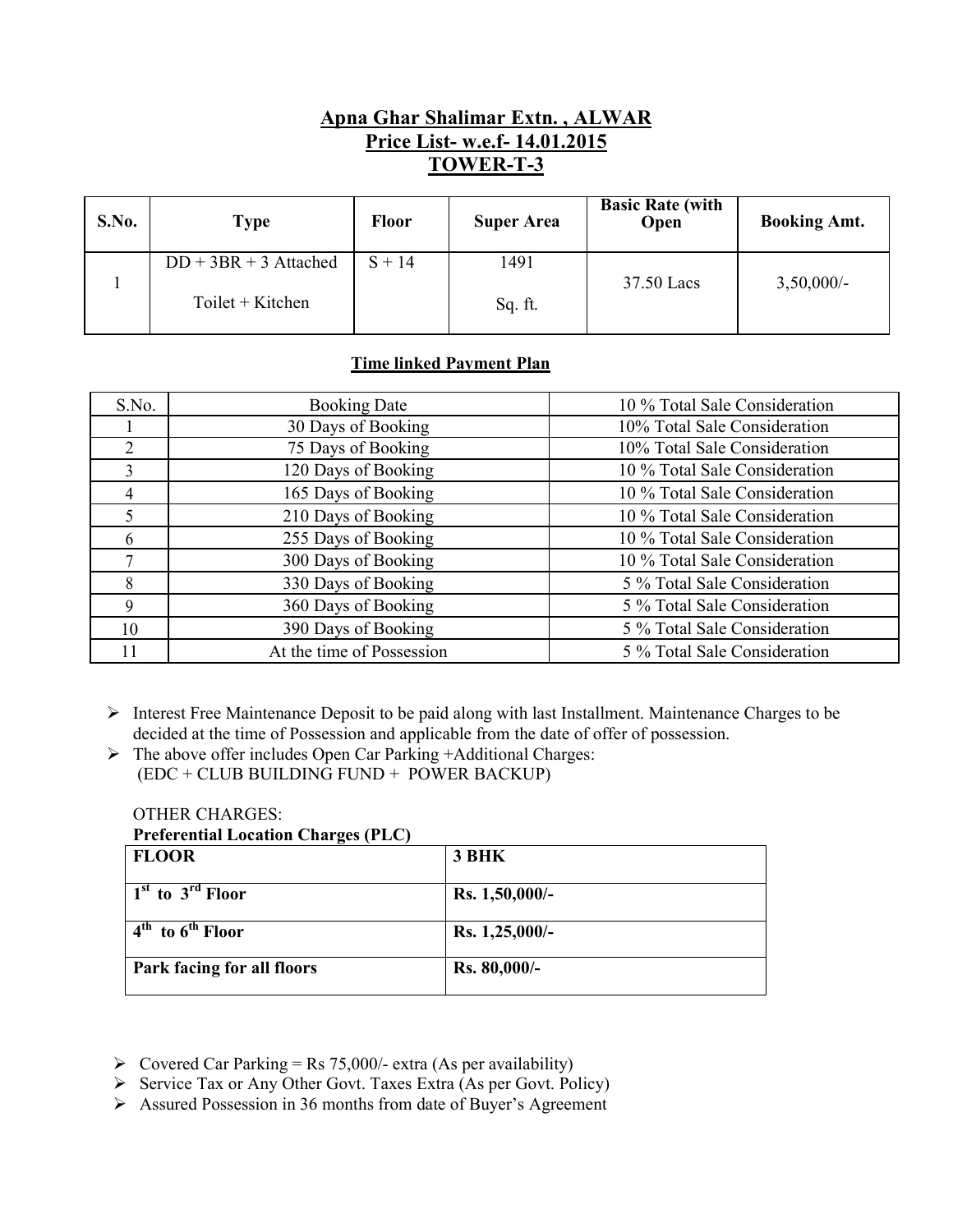# Apna Ghar Shalimar Extn. , ALWAR
## Price List- w.e.f- 14.01.2015
## TOWER-T-3

| S.No. | Type | Floor | Super Area | Basic Rate (with Open | Booking Amt. |
|---|---|---|---|---|---|
| 1 | DD + 3BR + 3 Attached Toilet + Kitchen | S + 14 | 1491 Sq. ft. | 37.50 Lacs | 3,50,000/- |

### Time linked Payment Plan

| S.No. | Booking Date | 10 % Total Sale Consideration |
|---|---|---|
| 1 | 30 Days of Booking | 10% Total Sale Consideration |
| 2 | 75 Days of Booking | 10% Total Sale Consideration |
| 3 | 120 Days of Booking | 10 % Total Sale Consideration |
| 4 | 165 Days of Booking | 10 % Total Sale Consideration |
| 5 | 210 Days of Booking | 10 % Total Sale Consideration |
| 6 | 255 Days of Booking | 10 % Total Sale Consideration |
| 7 | 300 Days of Booking | 10 % Total Sale Consideration |
| 8 | 330 Days of Booking | 5 % Total Sale Consideration |
| 9 | 360 Days of Booking | 5 % Total Sale Consideration |
| 10 | 390 Days of Booking | 5 % Total Sale Consideration |
| 11 | At the time of Possession | 5 % Total Sale Consideration |

- Interest Free Maintenance Deposit to be paid along with last Installment. Maintenance Charges to be decided at the time of Possession and applicable from the date of offer of possession.
- The above offer includes Open Car Parking +Additional Charges: (EDC + CLUB BUILDING FUND + POWER BACKUP)

OTHER CHARGES:

**Preferential Location Charges (PLC)**

| FLOOR | 3 BHK |
|---|---|
| 1st to 3rd Floor | Rs. 1,50,000/- |
| 4th to 6th Floor | Rs. 1,25,000/- |
| Park facing for all floors | Rs. 80,000/- |

- Covered Car Parking = Rs 75,000/- extra (As per availability)
- Service Tax or Any Other Govt. Taxes Extra (As per Govt. Policy)
- Assured Possession in 36 months from date of Buyer's Agreement